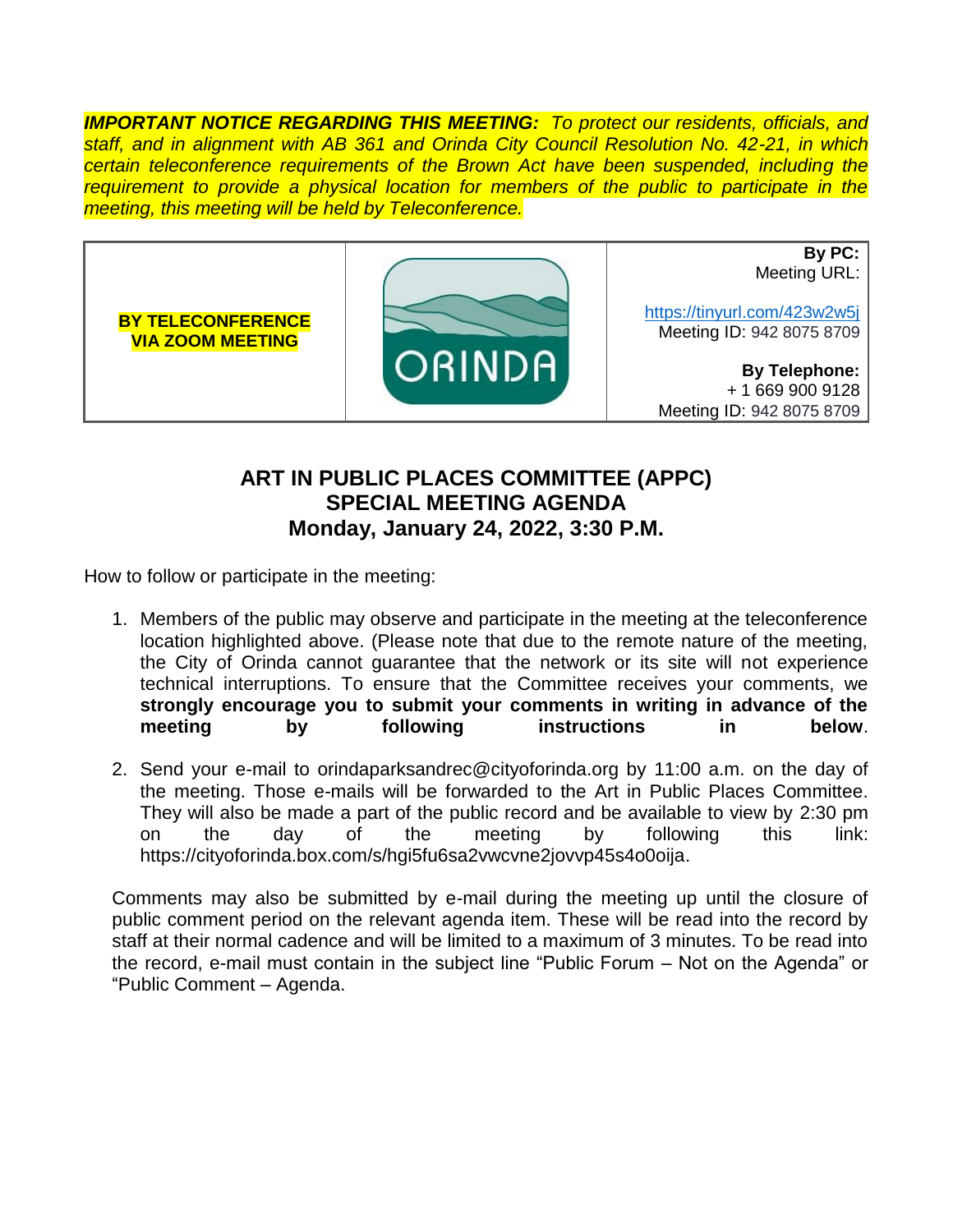***IMPORTANT NOTICE REGARDING THIS MEETING:*** *To protect our residents, officials, and staff, and in alignment with AB 361 and Orinda City Council Resolution No. 42-21, in which certain teleconference requirements of the Brown Act have been suspended, including the requirement to provide a physical location for members of the public to participate in the meeting, this meeting will be held by Teleconference.*

| **BY TELECONFERENCE VIA ZOOM MEETING** | ORINDA | **By PC:** Meeting URL: https://tinyurl.com/423w2w5j Meeting ID: 942 8075 8709 **By Telephone:** + 1 669 900 9128 Meeting ID: 942 8075 8709 |
|---|---|---|

# ART IN PUBLIC PLACES COMMITTEE (APPC)
# SPECIAL MEETING AGENDA
# Monday, January 24, 2022, 3:30 P.M.

How to follow or participate in the meeting:

1. Members of the public may observe and participate in the meeting at the teleconference location highlighted above. (Please note that due to the remote nature of the meeting, the City of Orinda cannot guarantee that the network or its site will not experience technical interruptions. To ensure that the Committee receives your comments, we **strongly encourage you to submit your comments in writing in advance of the meeting by following instructions in below**.

2. Send your e-mail to orindaparksandrec@cityoforinda.org by 11:00 a.m. on the day of the meeting. Those e-mails will be forwarded to the Art in Public Places Committee. They will also be made a part of the public record and be available to view by 2:30 pm on the day of the meeting by following this link: https://cityoforinda.box.com/s/hgi5fu6sa2vwcvne2jovvp45s4o0oija.

Comments may also be submitted by e-mail during the meeting up until the closure of public comment period on the relevant agenda item. These will be read into the record by staff at their normal cadence and will be limited to a maximum of 3 minutes. To be read into the record, e-mail must contain in the subject line "Public Forum – Not on the Agenda" or "Public Comment – Agenda.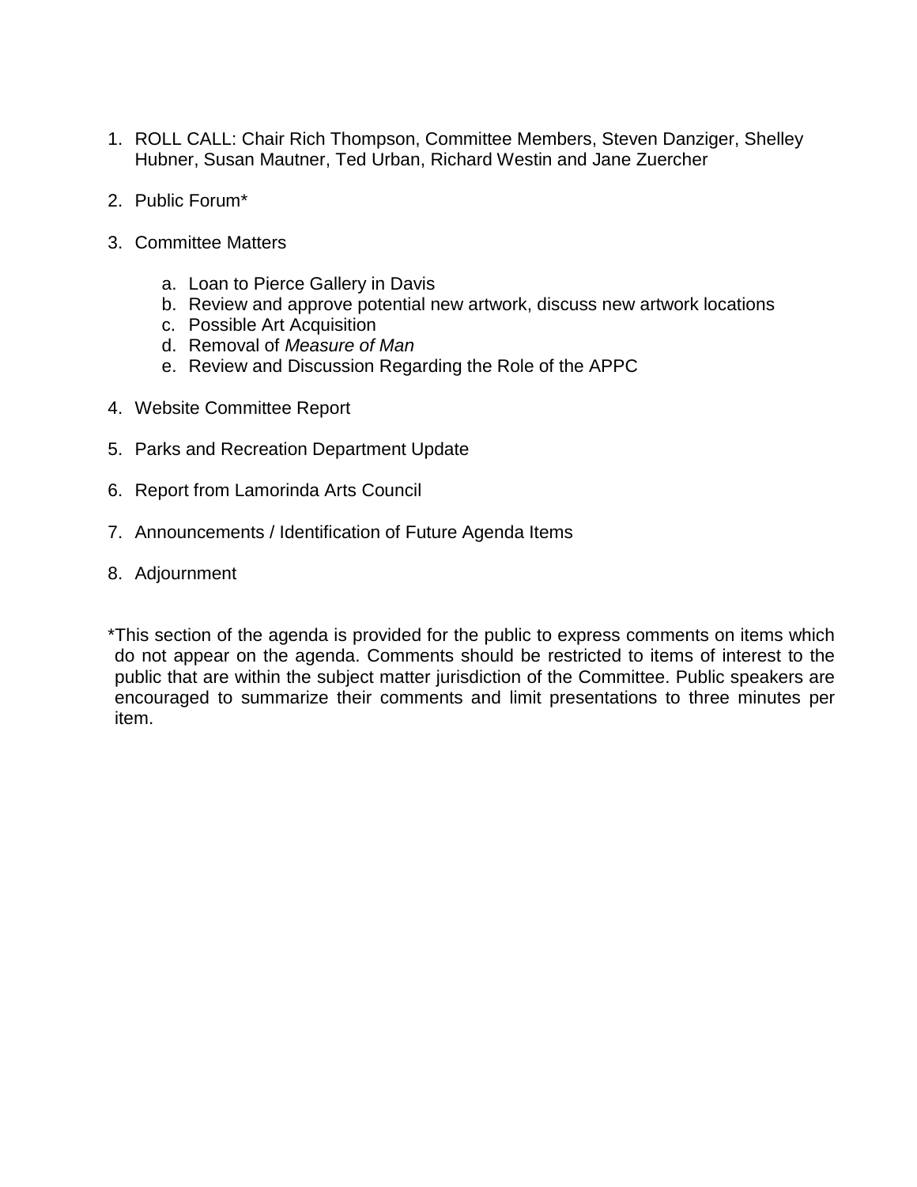1. ROLL CALL: Chair Rich Thompson, Committee Members, Steven Danziger, Shelley Hubner, Susan Mautner, Ted Urban, Richard Westin and Jane Zuercher

2. Public Forum*

3. Committee Matters

   a. Loan to Pierce Gallery in Davis
   b. Review and approve potential new artwork, discuss new artwork locations
   c. Possible Art Acquisition
   d. Removal of *Measure of Man*
   e. Review and Discussion Regarding the Role of the APPC

4. Website Committee Report

5. Parks and Recreation Department Update

6. Report from Lamorinda Arts Council

7. Announcements / Identification of Future Agenda Items

8. Adjournment

*This section of the agenda is provided for the public to express comments on items which do not appear on the agenda. Comments should be restricted to items of interest to the public that are within the subject matter jurisdiction of the Committee. Public speakers are encouraged to summarize their comments and limit presentations to three minutes per item.